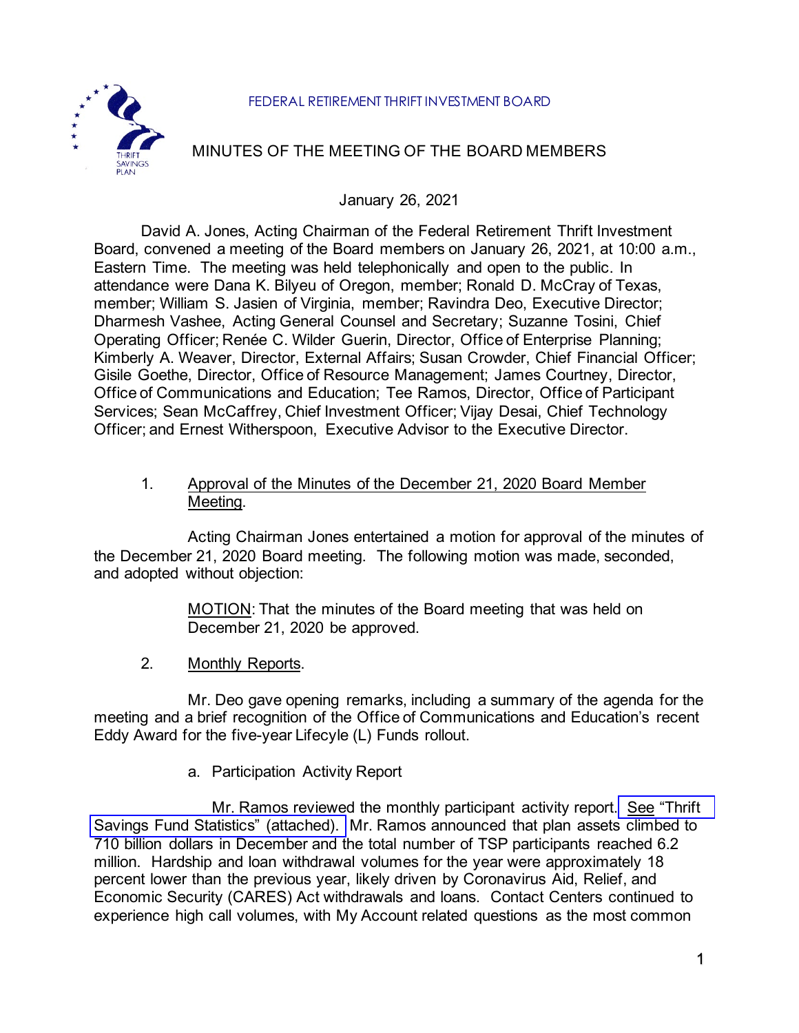FEDERAL RETIREMENT THRIFT INVESTMENT BOARD

# MINUTES OF THE MEETING OF THE BOARD MEMBERS

January 26, 2021

David A. Jones, Acting Chairman of the Federal Retirement Thrift Investment Board, convened a meeting of the Board members on January 26, 2021, at 10:00 a.m., Eastern Time. The meeting was held telephonically and open to the public. In attendance were Dana K. Bilyeu of Oregon, member; Ronald D. McCray of Texas, member; William S. Jasien of Virginia, member; Ravindra Deo, Executive Director; Dharmesh Vashee, Acting General Counsel and Secretary; Suzanne Tosini, Chief Operating Officer; Renée C. Wilder Guerin, Director, Office of Enterprise Planning; Kimberly A. Weaver, Director, External Affairs; Susan Crowder, Chief Financial Officer; Gisile Goethe, Director, Office of Resource Management; James Courtney, Director, Office of Communications and Education; Tee Ramos, Director, Office of Participant Services; Sean McCaffrey, Chief Investment Officer; Vijay Desai, Chief Technology Officer; and Ernest Witherspoon, Executive Advisor to the Executive Director.

1. Approval of the Minutes of the December 21, 2020 Board Member Meeting.

Acting Chairman Jones entertained a motion for approval of the minutes of the December 21, 2020 Board meeting. The following motion was made, seconded, and adopted without objection:

> MOTION: That the minutes of the Board meeting that was held on December 21, 2020 be approved.

2. Monthly Reports.

Mr. Deo gave opening remarks, including a summary of the agenda for the meeting and a brief recognition of the Office of Communications and Education's recent Eddy Award for the five-year Lifecycle (L) Funds rollout.

a. Participation Activity Report

Mr. Ramos reviewed the monthly participant activity report. See "Thrift Savings Fund Statistics" (attached). Mr. Ramos announced that plan assets climbed to 710 billion dollars in December and the total number of TSP participants reached 6.2 million. Hardship and loan withdrawal volumes for the year were approximately 18 percent lower than the previous year, likely driven by Coronavirus Aid, Relief, and Economic Security (CARES) Act withdrawals and loans. Contact Centers continued to experience high call volumes, with My Account related questions as the most common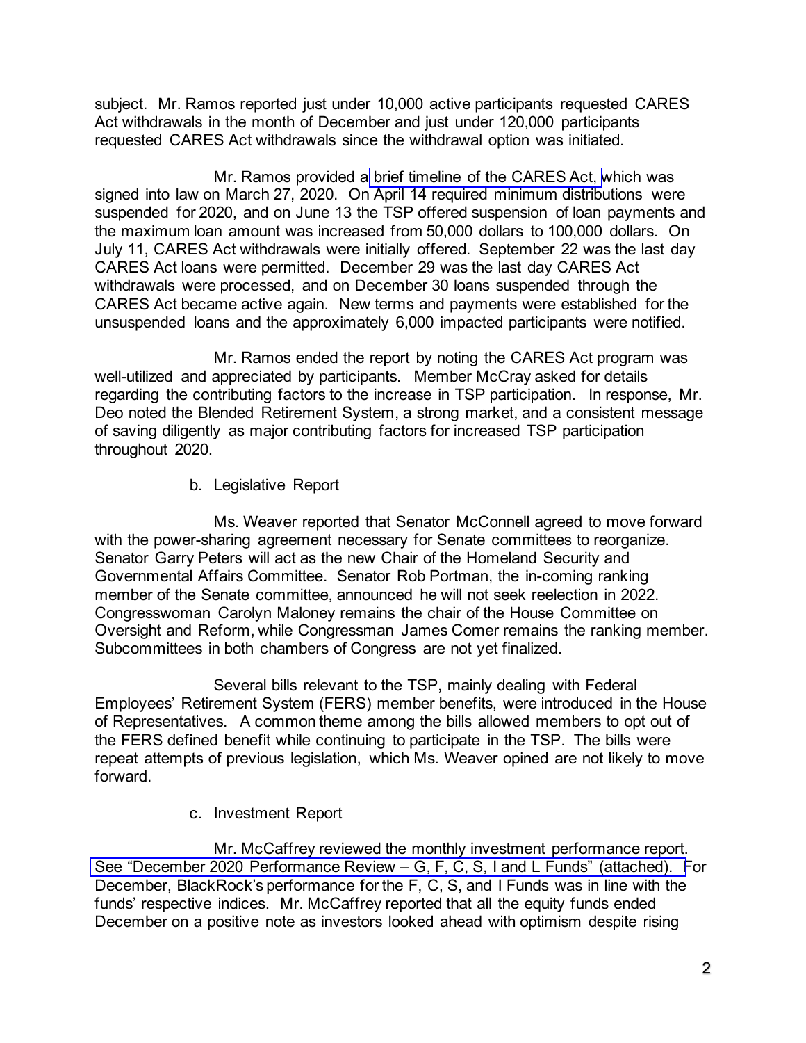subject. Mr. Ramos reported just under 10,000 active participants requested CARES Act withdrawals in the month of December and just under 120,000 participants requested CARES Act withdrawals since the withdrawal option was initiated.

Mr. Ramos provided a brief timeline of the CARES Act, which was signed into law on March 27, 2020. On April 14 required minimum distributions were suspended for 2020, and on June 13 the TSP offered suspension of loan payments and the maximum loan amount was increased from 50,000 dollars to 100,000 dollars. On July 11, CARES Act withdrawals were initially offered. September 22 was the last day CARES Act loans were permitted. December 29 was the last day CARES Act withdrawals were processed, and on December 30 loans suspended through the CARES Act became active again. New terms and payments were established for the unsuspended loans and the approximately 6,000 impacted participants were notified.

Mr. Ramos ended the report by noting the CARES Act program was well-utilized and appreciated by participants. Member McCray asked for details regarding the contributing factors to the increase in TSP participation. In response, Mr. Deo noted the Blended Retirement System, a strong market, and a consistent message of saving diligently as major contributing factors for increased TSP participation throughout 2020.

b. Legislative Report

Ms. Weaver reported that Senator McConnell agreed to move forward with the power-sharing agreement necessary for Senate committees to reorganize. Senator Garry Peters will act as the new Chair of the Homeland Security and Governmental Affairs Committee. Senator Rob Portman, the in-coming ranking member of the Senate committee, announced he will not seek reelection in 2022. Congresswoman Carolyn Maloney remains the chair of the House Committee on Oversight and Reform, while Congressman James Comer remains the ranking member. Subcommittees in both chambers of Congress are not yet finalized.

Several bills relevant to the TSP, mainly dealing with Federal Employees' Retirement System (FERS) member benefits, were introduced in the House of Representatives. A common theme among the bills allowed members to opt out of the FERS defined benefit while continuing to participate in the TSP. The bills were repeat attempts of previous legislation, which Ms. Weaver opined are not likely to move forward.

c. Investment Report

Mr. McCaffrey reviewed the monthly investment performance report. *See* "December 2020 Performance Review – G, F, C, S, I and L Funds" (attached). For December, BlackRock's performance for the F, C, S, and I Funds was in line with the funds' respective indices. Mr. McCaffrey reported that all the equity funds ended December on a positive note as investors looked ahead with optimism despite rising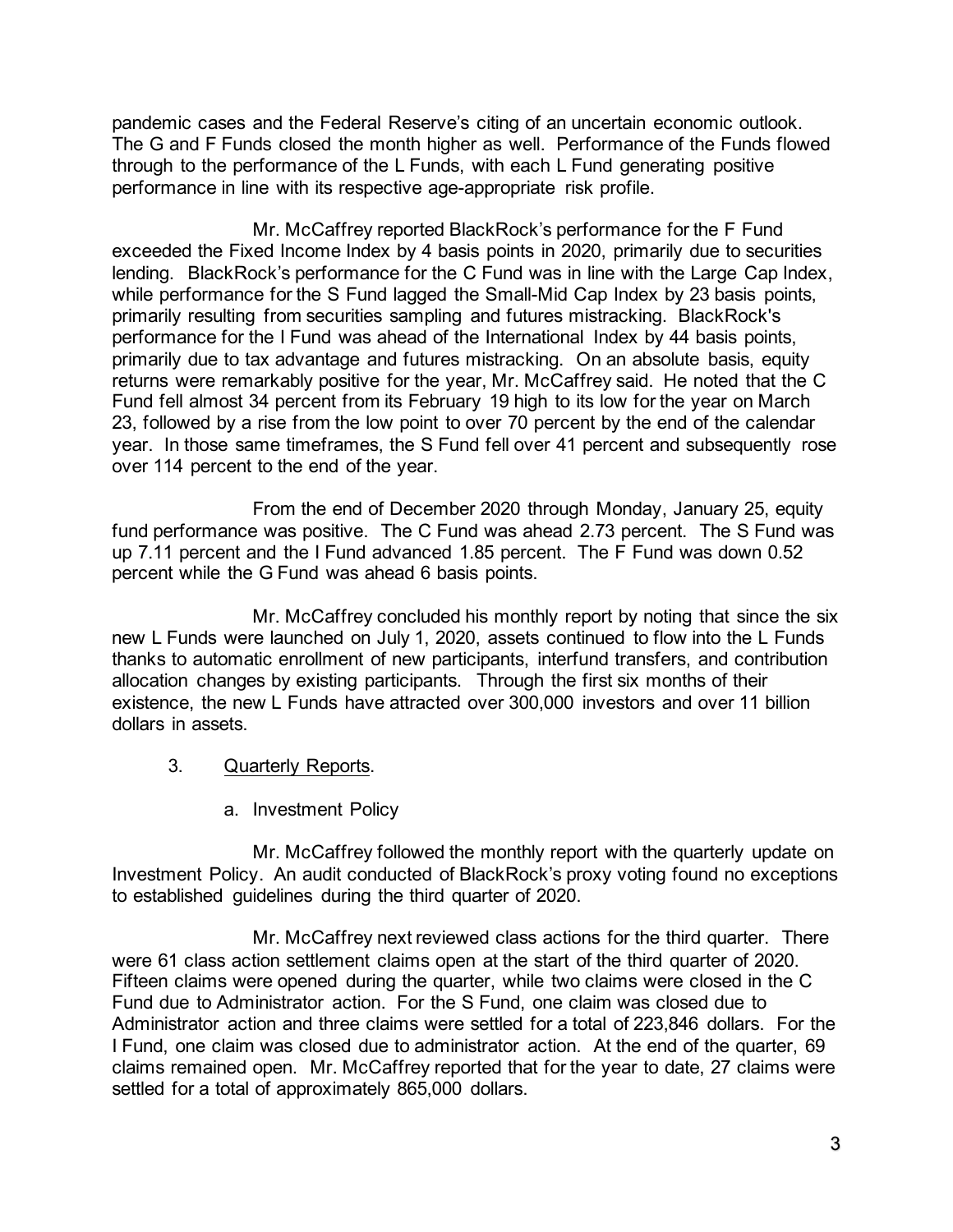pandemic cases and the Federal Reserve's citing of an uncertain economic outlook. The G and F Funds closed the month higher as well. Performance of the Funds flowed through to the performance of the L Funds, with each L Fund generating positive performance in line with its respective age-appropriate risk profile.

Mr. McCaffrey reported BlackRock's performance for the F Fund exceeded the Fixed Income Index by 4 basis points in 2020, primarily due to securities lending. BlackRock's performance for the C Fund was in line with the Large Cap Index, while performance for the S Fund lagged the Small-Mid Cap Index by 23 basis points, primarily resulting from securities sampling and futures mistracking. BlackRock's performance for the I Fund was ahead of the International Index by 44 basis points, primarily due to tax advantage and futures mistracking. On an absolute basis, equity returns were remarkably positive for the year, Mr. McCaffrey said. He noted that the C Fund fell almost 34 percent from its February 19 high to its low for the year on March 23, followed by a rise from the low point to over 70 percent by the end of the calendar year. In those same timeframes, the S Fund fell over 41 percent and subsequently rose over 114 percent to the end of the year.

From the end of December 2020 through Monday, January 25, equity fund performance was positive. The C Fund was ahead 2.73 percent. The S Fund was up 7.11 percent and the I Fund advanced 1.85 percent. The F Fund was down 0.52 percent while the G Fund was ahead 6 basis points.

Mr. McCaffrey concluded his monthly report by noting that since the six new L Funds were launched on July 1, 2020, assets continued to flow into the L Funds thanks to automatic enrollment of new participants, interfund transfers, and contribution allocation changes by existing participants. Through the first six months of their existence, the new L Funds have attracted over 300,000 investors and over 11 billion dollars in assets.

3. Quarterly Reports.

a. Investment Policy

Mr. McCaffrey followed the monthly report with the quarterly update on Investment Policy. An audit conducted of BlackRock's proxy voting found no exceptions to established guidelines during the third quarter of 2020.

Mr. McCaffrey next reviewed class actions for the third quarter. There were 61 class action settlement claims open at the start of the third quarter of 2020. Fifteen claims were opened during the quarter, while two claims were closed in the C Fund due to Administrator action. For the S Fund, one claim was closed due to Administrator action and three claims were settled for a total of 223,846 dollars. For the I Fund, one claim was closed due to administrator action. At the end of the quarter, 69 claims remained open. Mr. McCaffrey reported that for the year to date, 27 claims were settled for a total of approximately 865,000 dollars.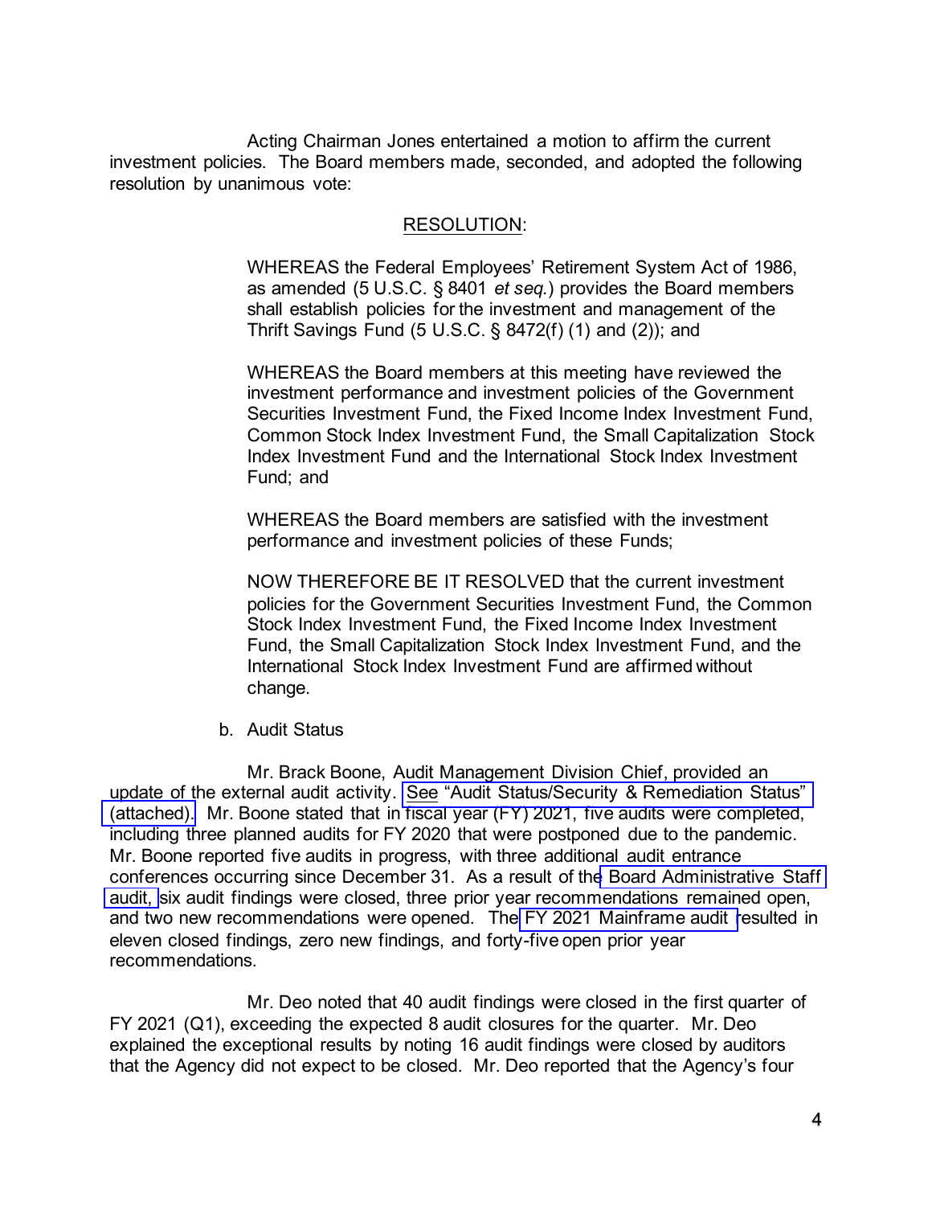Acting Chairman Jones entertained a motion to affirm the current investment policies. The Board members made, seconded, and adopted the following resolution by unanimous vote:

RESOLUTION:

> WHEREAS the Federal Employees' Retirement System Act of 1986, as amended (5 U.S.C. § 8401 *et seq.*) provides the Board members shall establish policies for the investment and management of the Thrift Savings Fund (5 U.S.C. § 8472(f) (1) and (2)); and
>
> WHEREAS the Board members at this meeting have reviewed the investment performance and investment policies of the Government Securities Investment Fund, the Fixed Income Index Investment Fund, Common Stock Index Investment Fund, the Small Capitalization Stock Index Investment Fund and the International Stock Index Investment Fund; and
>
> WHEREAS the Board members are satisfied with the investment performance and investment policies of these Funds;
>
> NOW THEREFORE BE IT RESOLVED that the current investment policies for the Government Securities Investment Fund, the Common Stock Index Investment Fund, the Fixed Income Index Investment Fund, the Small Capitalization Stock Index Investment Fund, and the International Stock Index Investment Fund are affirmed without change.

b. Audit Status

Mr. Brack Boone, Audit Management Division Chief, provided an update of the external audit activity. See "Audit Status/Security & Remediation Status" (attached). Mr. Boone stated that in fiscal year (FY) 2021, five audits were completed, including three planned audits for FY 2020 that were postponed due to the pandemic. Mr. Boone reported five audits in progress, with three additional audit entrance conferences occurring since December 31. As a result of the Board Administrative Staff audit, six audit findings were closed, three prior year recommendations remained open, and two new recommendations were opened. The FY 2021 Mainframe audit resulted in eleven closed findings, zero new findings, and forty-five open prior year recommendations.

Mr. Deo noted that 40 audit findings were closed in the first quarter of FY 2021 (Q1), exceeding the expected 8 audit closures for the quarter. Mr. Deo explained the exceptional results by noting 16 audit findings were closed by auditors that the Agency did not expect to be closed. Mr. Deo reported that the Agency's four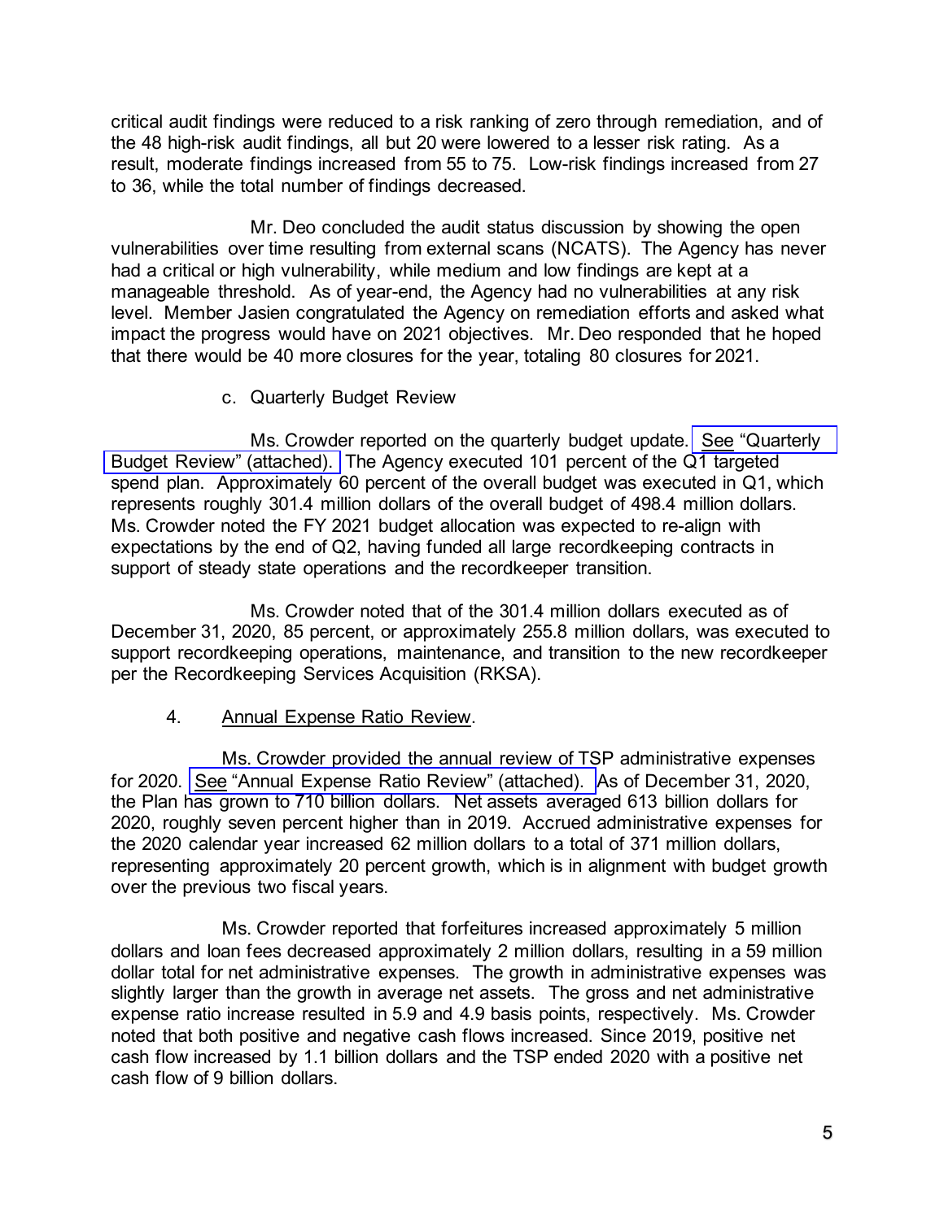critical audit findings were reduced to a risk ranking of zero through remediation, and of the 48 high-risk audit findings, all but 20 were lowered to a lesser risk rating. As a result, moderate findings increased from 55 to 75. Low-risk findings increased from 27 to 36, while the total number of findings decreased.

Mr. Deo concluded the audit status discussion by showing the open vulnerabilities over time resulting from external scans (NCATS). The Agency has never had a critical or high vulnerability, while medium and low findings are kept at a manageable threshold. As of year-end, the Agency had no vulnerabilities at any risk level. Member Jasien congratulated the Agency on remediation efforts and asked what impact the progress would have on 2021 objectives. Mr. Deo responded that he hoped that there would be 40 more closures for the year, totaling 80 closures for 2021.

c. Quarterly Budget Review

Ms. Crowder reported on the quarterly budget update. See "Quarterly Budget Review" (attached). The Agency executed 101 percent of the Q1 targeted spend plan. Approximately 60 percent of the overall budget was executed in Q1, which represents roughly 301.4 million dollars of the overall budget of 498.4 million dollars. Ms. Crowder noted the FY 2021 budget allocation was expected to re-align with expectations by the end of Q2, having funded all large recordkeeping contracts in support of steady state operations and the recordkeeper transition.

Ms. Crowder noted that of the 301.4 million dollars executed as of December 31, 2020, 85 percent, or approximately 255.8 million dollars, was executed to support recordkeeping operations, maintenance, and transition to the new recordkeeper per the Recordkeeping Services Acquisition (RKSA).

4. Annual Expense Ratio Review.

Ms. Crowder provided the annual review of TSP administrative expenses for 2020. See "Annual Expense Ratio Review" (attached). As of December 31, 2020, the Plan has grown to 710 billion dollars. Net assets averaged 613 billion dollars for 2020, roughly seven percent higher than in 2019. Accrued administrative expenses for the 2020 calendar year increased 62 million dollars to a total of 371 million dollars, representing approximately 20 percent growth, which is in alignment with budget growth over the previous two fiscal years.

Ms. Crowder reported that forfeitures increased approximately 5 million dollars and loan fees decreased approximately 2 million dollars, resulting in a 59 million dollar total for net administrative expenses. The growth in administrative expenses was slightly larger than the growth in average net assets. The gross and net administrative expense ratio increase resulted in 5.9 and 4.9 basis points, respectively. Ms. Crowder noted that both positive and negative cash flows increased. Since 2019, positive net cash flow increased by 1.1 billion dollars and the TSP ended 2020 with a positive net cash flow of 9 billion dollars.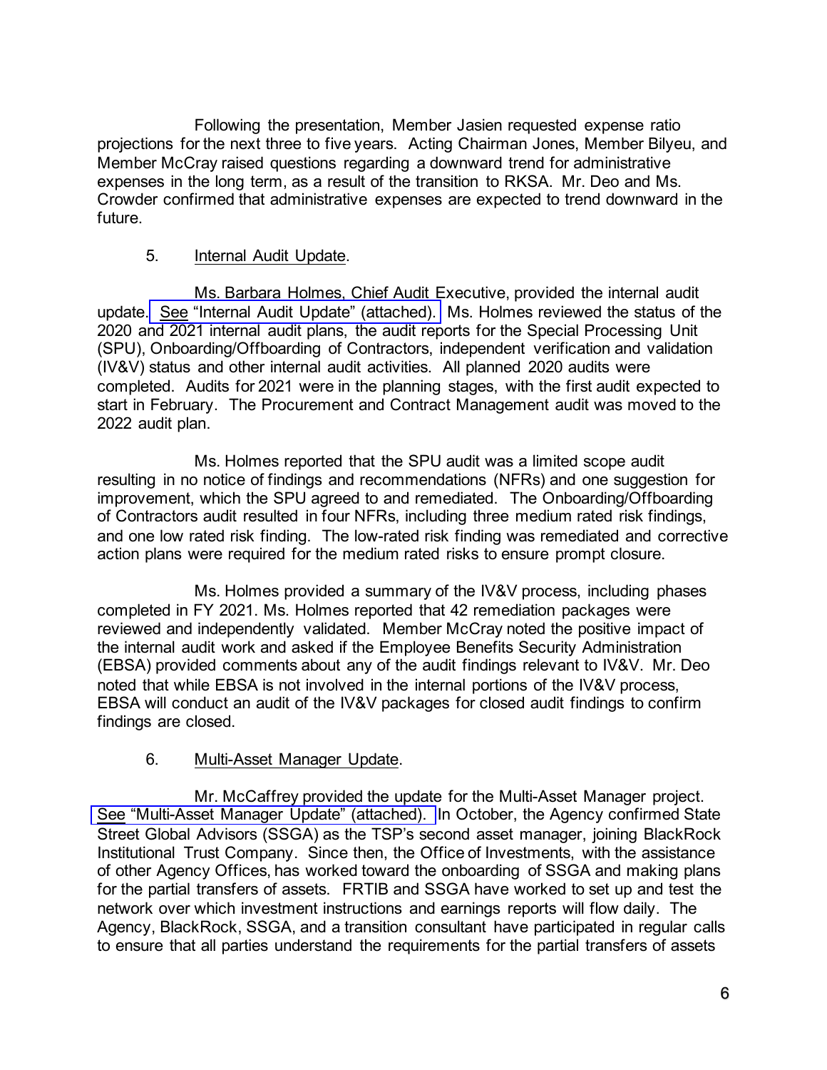Following the presentation, Member Jasien requested expense ratio projections for the next three to five years. Acting Chairman Jones, Member Bilyeu, and Member McCray raised questions regarding a downward trend for administrative expenses in the long term, as a result of the transition to RKSA. Mr. Deo and Ms. Crowder confirmed that administrative expenses are expected to trend downward in the future.

5. Internal Audit Update.

Ms. Barbara Holmes, Chief Audit Executive, provided the internal audit update. See "Internal Audit Update" (attached). Ms. Holmes reviewed the status of the 2020 and 2021 internal audit plans, the audit reports for the Special Processing Unit (SPU), Onboarding/Offboarding of Contractors, independent verification and validation (IV&V) status and other internal audit activities. All planned 2020 audits were completed. Audits for 2021 were in the planning stages, with the first audit expected to start in February. The Procurement and Contract Management audit was moved to the 2022 audit plan.

Ms. Holmes reported that the SPU audit was a limited scope audit resulting in no notice of findings and recommendations (NFRs) and one suggestion for improvement, which the SPU agreed to and remediated. The Onboarding/Offboarding of Contractors audit resulted in four NFRs, including three medium rated risk findings, and one low rated risk finding. The low-rated risk finding was remediated and corrective action plans were required for the medium rated risks to ensure prompt closure.

Ms. Holmes provided a summary of the IV&V process, including phases completed in FY 2021. Ms. Holmes reported that 42 remediation packages were reviewed and independently validated. Member McCray noted the positive impact of the internal audit work and asked if the Employee Benefits Security Administration (EBSA) provided comments about any of the audit findings relevant to IV&V. Mr. Deo noted that while EBSA is not involved in the internal portions of the IV&V process, EBSA will conduct an audit of the IV&V packages for closed audit findings to confirm findings are closed.

6. Multi-Asset Manager Update.

Mr. McCaffrey provided the update for the Multi-Asset Manager project. See "Multi-Asset Manager Update" (attached). In October, the Agency confirmed State Street Global Advisors (SSGA) as the TSP's second asset manager, joining BlackRock Institutional Trust Company. Since then, the Office of Investments, with the assistance of other Agency Offices, has worked toward the onboarding of SSGA and making plans for the partial transfers of assets. FRTIB and SSGA have worked to set up and test the network over which investment instructions and earnings reports will flow daily. The Agency, BlackRock, SSGA, and a transition consultant have participated in regular calls to ensure that all parties understand the requirements for the partial transfers of assets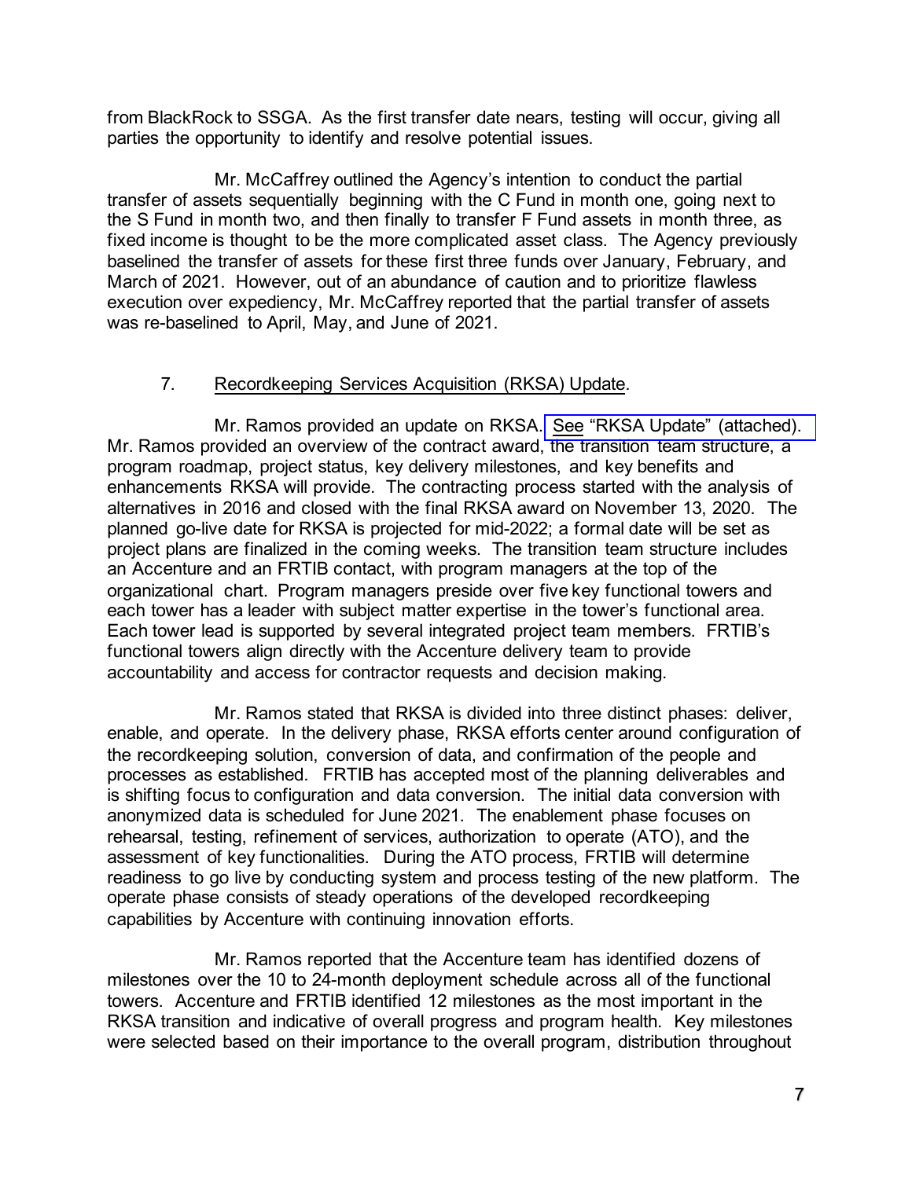from BlackRock to SSGA. As the first transfer date nears, testing will occur, giving all parties the opportunity to identify and resolve potential issues.

Mr. McCaffrey outlined the Agency's intention to conduct the partial transfer of assets sequentially beginning with the C Fund in month one, going next to the S Fund in month two, and then finally to transfer F Fund assets in month three, as fixed income is thought to be the more complicated asset class. The Agency previously baselined the transfer of assets for these first three funds over January, February, and March of 2021. However, out of an abundance of caution and to prioritize flawless execution over expediency, Mr. McCaffrey reported that the partial transfer of assets was re-baselined to April, May, and June of 2021.

7. Recordkeeping Services Acquisition (RKSA) Update.

Mr. Ramos provided an update on RKSA. See "RKSA Update" (attached). Mr. Ramos provided an overview of the contract award, the transition team structure, a program roadmap, project status, key delivery milestones, and key benefits and enhancements RKSA will provide. The contracting process started with the analysis of alternatives in 2016 and closed with the final RKSA award on November 13, 2020. The planned go-live date for RKSA is projected for mid-2022; a formal date will be set as project plans are finalized in the coming weeks. The transition team structure includes an Accenture and an FRTIB contact, with program managers at the top of the organizational chart. Program managers preside over five key functional towers and each tower has a leader with subject matter expertise in the tower's functional area. Each tower lead is supported by several integrated project team members. FRTIB's functional towers align directly with the Accenture delivery team to provide accountability and access for contractor requests and decision making.

Mr. Ramos stated that RKSA is divided into three distinct phases: deliver, enable, and operate. In the delivery phase, RKSA efforts center around configuration of the recordkeeping solution, conversion of data, and confirmation of the people and processes as established. FRTIB has accepted most of the planning deliverables and is shifting focus to configuration and data conversion. The initial data conversion with anonymized data is scheduled for June 2021. The enablement phase focuses on rehearsal, testing, refinement of services, authorization to operate (ATO), and the assessment of key functionalities. During the ATO process, FRTIB will determine readiness to go live by conducting system and process testing of the new platform. The operate phase consists of steady operations of the developed recordkeeping capabilities by Accenture with continuing innovation efforts.

Mr. Ramos reported that the Accenture team has identified dozens of milestones over the 10 to 24-month deployment schedule across all of the functional towers. Accenture and FRTIB identified 12 milestones as the most important in the RKSA transition and indicative of overall progress and program health. Key milestones were selected based on their importance to the overall program, distribution throughout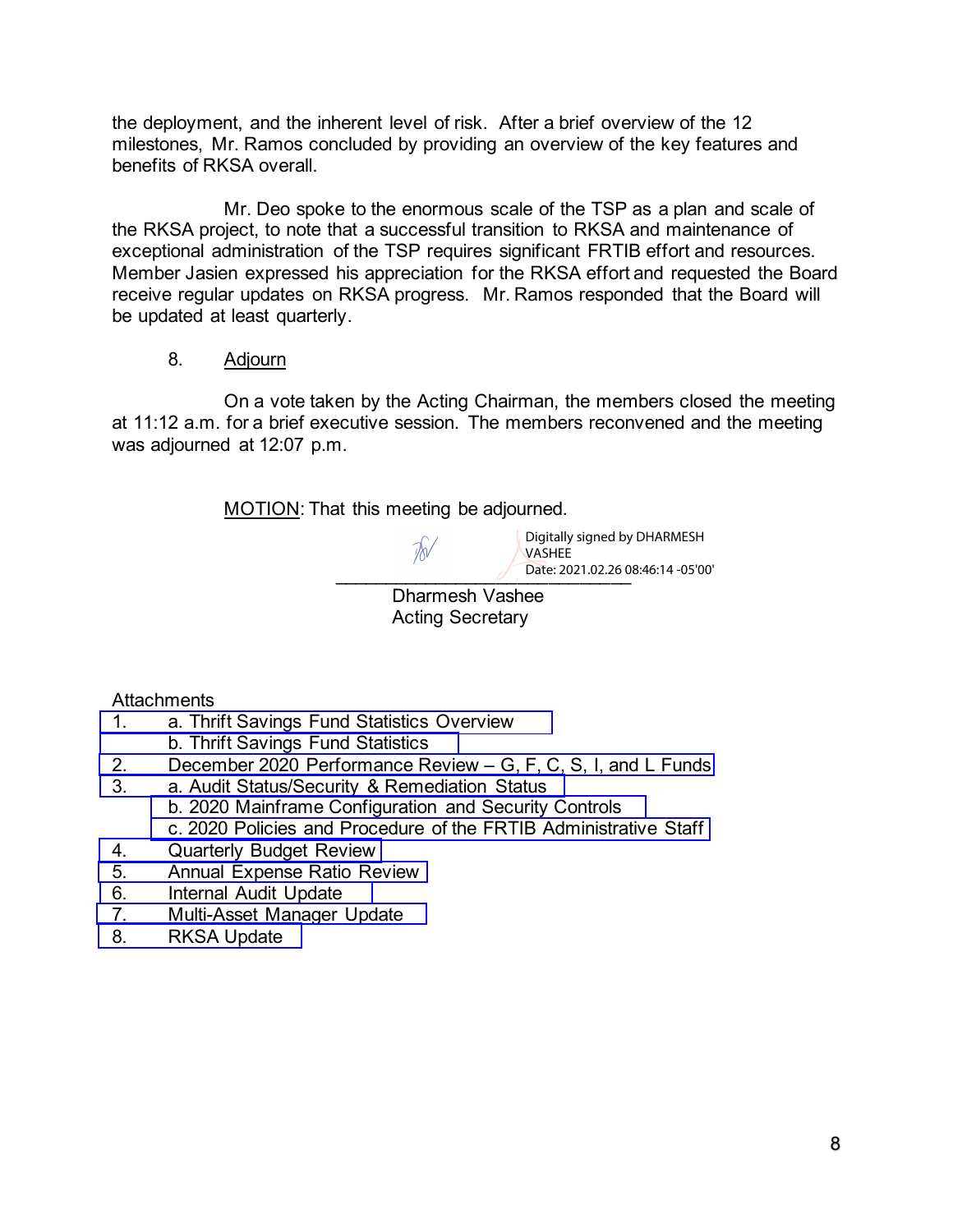the deployment, and the inherent level of risk. After a brief overview of the 12 milestones, Mr. Ramos concluded by providing an overview of the key features and benefits of RKSA overall.

Mr. Deo spoke to the enormous scale of the TSP as a plan and scale of the RKSA project, to note that a successful transition to RKSA and maintenance of exceptional administration of the TSP requires significant FRTIB effort and resources. Member Jasien expressed his appreciation for the RKSA effort and requested the Board receive regular updates on RKSA progress. Mr. Ramos responded that the Board will be updated at least quarterly.

8. Adjourn

On a vote taken by the Acting Chairman, the members closed the meeting at 11:12 a.m. for a brief executive session. The members reconvened and the meeting was adjourned at 12:07 p.m.

MOTION: That this meeting be adjourned.

Digitally signed by DHARMESH VASHEE
Date: 2021.02.26 08:46:14 -05'00'

Dharmesh Vashee
Acting Secretary

Attachments

1. a. Thrift Savings Fund Statistics Overview
   b. Thrift Savings Fund Statistics
2. December 2020 Performance Review – G, F, C, S, I, and L Funds
3. a. Audit Status/Security & Remediation Status
   b. 2020 Mainframe Configuration and Security Controls
   c. 2020 Policies and Procedure of the FRTIB Administrative Staff
4. Quarterly Budget Review
5. Annual Expense Ratio Review
6. Internal Audit Update
7. Multi-Asset Manager Update
8. RKSA Update